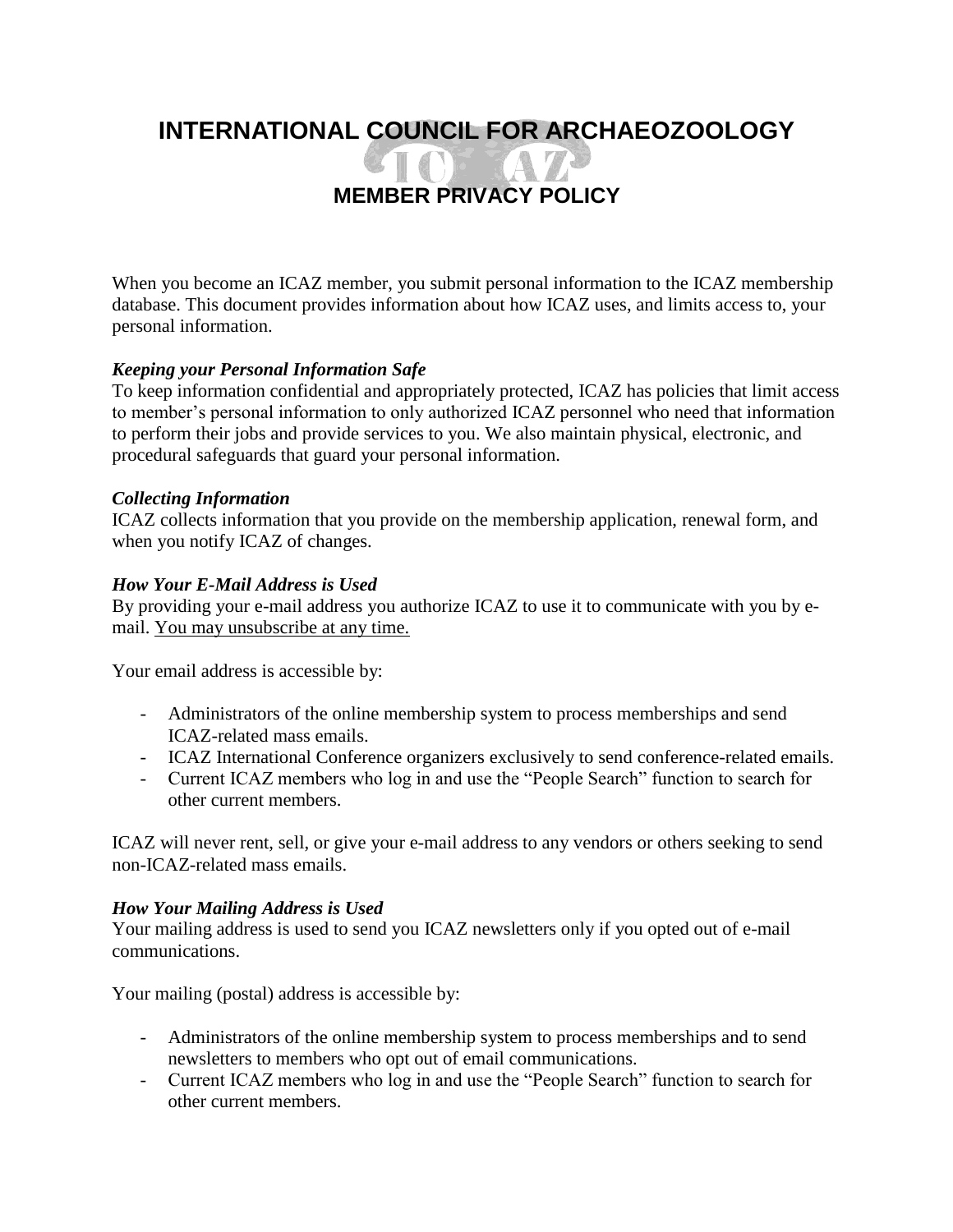# INTERNATIONAL COUNCIL FOR ARCHAEOZOOLOGY

## MEMBER PRIVACY POLICY

When you become an ICAZ member, you submit personal information to the ICAZ membership database. This document provides information about how ICAZ uses, and limits access to, your personal information.

***Keeping your Personal Information Safe***

To keep information confidential and appropriately protected, ICAZ has policies that limit access to member's personal information to only authorized ICAZ personnel who need that information to perform their jobs and provide services to you. We also maintain physical, electronic, and procedural safeguards that guard your personal information.

***Collecting Information***

ICAZ collects information that you provide on the membership application, renewal form, and when you notify ICAZ of changes.

***How Your E-Mail Address is Used***

By providing your e-mail address you authorize ICAZ to use it to communicate with you by e-mail. <u>You may unsubscribe at any time.</u>

Your email address is accessible by:

- Administrators of the online membership system to process memberships and send ICAZ-related mass emails.
- ICAZ International Conference organizers exclusively to send conference-related emails.
- Current ICAZ members who log in and use the "People Search" function to search for other current members.

ICAZ will never rent, sell, or give your e-mail address to any vendors or others seeking to send non-ICAZ-related mass emails.

***How Your Mailing Address is Used***

Your mailing address is used to send you ICAZ newsletters only if you opted out of e-mail communications.

Your mailing (postal) address is accessible by:

- Administrators of the online membership system to process memberships and to send newsletters to members who opt out of email communications.
- Current ICAZ members who log in and use the "People Search" function to search for other current members.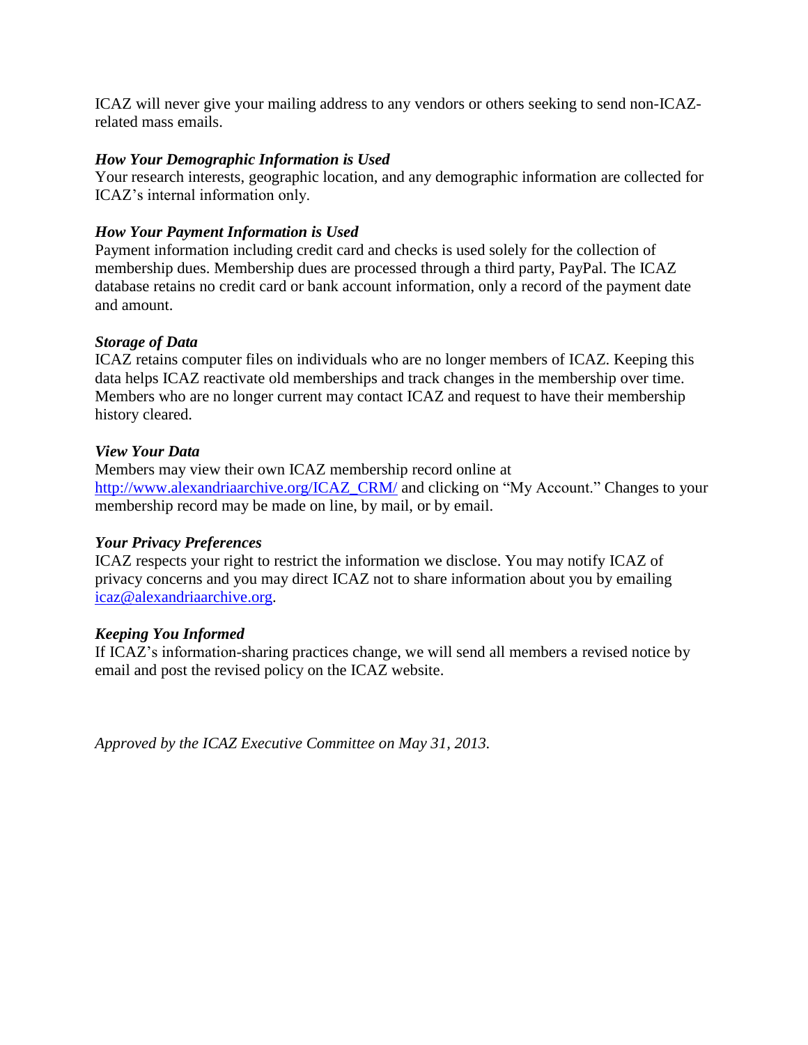ICAZ will never give your mailing address to any vendors or others seeking to send non-ICAZ-related mass emails.

***How Your Demographic Information is Used***

Your research interests, geographic location, and any demographic information are collected for ICAZ's internal information only.

***How Your Payment Information is Used***

Payment information including credit card and checks is used solely for the collection of membership dues. Membership dues are processed through a third party, PayPal. The ICAZ database retains no credit card or bank account information, only a record of the payment date and amount.

***Storage of Data***

ICAZ retains computer files on individuals who are no longer members of ICAZ. Keeping this data helps ICAZ reactivate old memberships and track changes in the membership over time. Members who are no longer current may contact ICAZ and request to have their membership history cleared.

***View Your Data***

Members may view their own ICAZ membership record online at [http://www.alexandriaarchive.org/ICAZ_CRM/](http://www.alexandriaarchive.org/ICAZ_CRM/) and clicking on "My Account." Changes to your membership record may be made on line, by mail, or by email.

***Your Privacy Preferences***

ICAZ respects your right to restrict the information we disclose. You may notify ICAZ of privacy concerns and you may direct ICAZ not to share information about you by emailing [icaz@alexandriaarchive.org](mailto:icaz@alexandriaarchive.org).

***Keeping You Informed***

If ICAZ's information-sharing practices change, we will send all members a revised notice by email and post the revised policy on the ICAZ website.

*Approved by the ICAZ Executive Committee on May 31, 2013.*